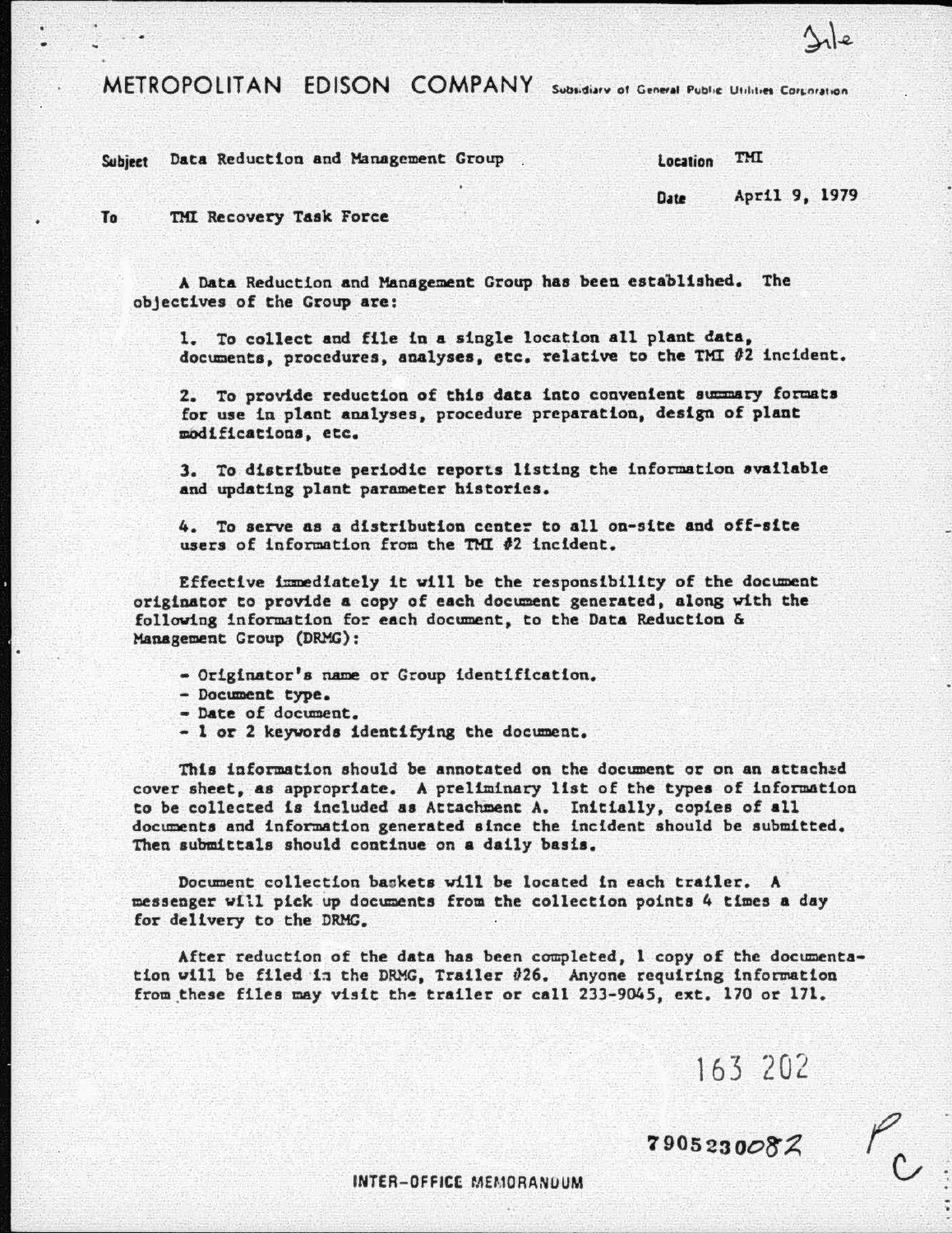File

# METROPOLITAN EDISON COMPANY Subsidiary of General Public Utilities Corporation

**Subject** Data Reduction and Management Group

**Location** TMI

**Date** April 9, 1979

**To** TMI Recovery Task Force

A Data Reduction and Management Group has been established. The objectives of the Group are:

1. To collect and file in a single location all plant data, documents, procedures, analyses, etc. relative to the TMI #2 incident.

2. To provide reduction of this data into convenient summary formats for use in plant analyses, procedure preparation, design of plant modifications, etc.

3. To distribute periodic reports listing the information available and updating plant parameter histories.

4. To serve as a distribution center to all on-site and off-site users of information from the TMI #2 incident.

Effective immediately it will be the responsibility of the document originator to provide a copy of each document generated, along with the following information for each document, to the Data Reduction & Management Group (DRMG):

- Originator's name or Group identification.
- Document type.
- Date of document.
- 1 or 2 keywords identifying the document.

This information should be annotated on the document or on an attached cover sheet, as appropriate. A preliminary list of the types of information to be collected is included as Attachment A. Initially, copies of all documents and information generated since the incident should be submitted. Then submittals should continue on a daily basis.

Document collection baskets will be located in each trailer. A messenger will pick up documents from the collection points 4 times a day for delivery to the DRMG.

After reduction of the data has been completed, 1 copy of the documentation will be filed in the DRMG, Trailer #26. Anyone requiring information from these files may visit the trailer or call 233-9045, ext. 170 or 171.

163 202

7905230082

INTER-OFFICE MEMORANDUM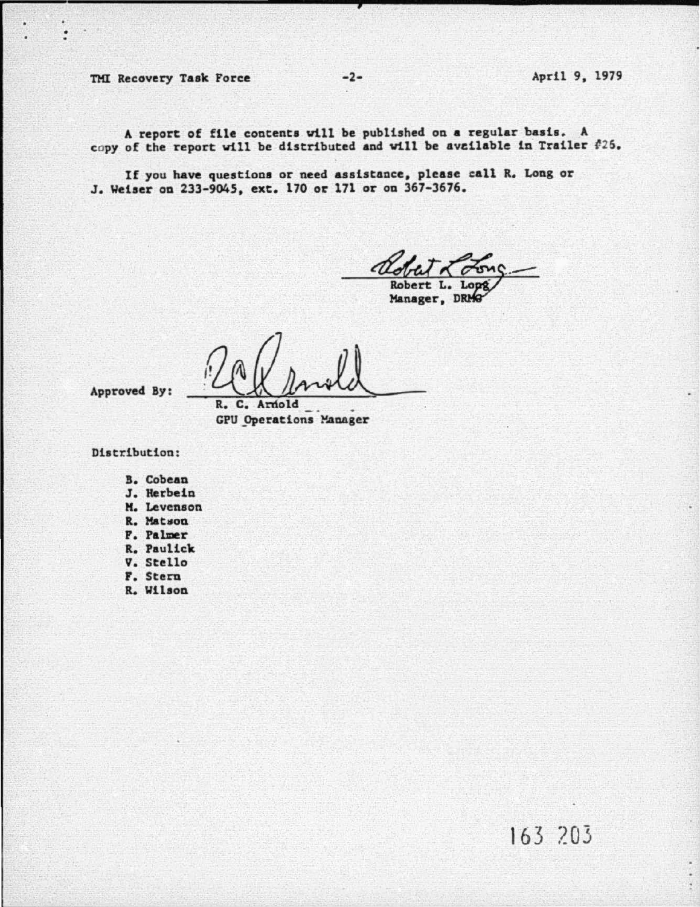A report of file contents will be published on a regular basis. A copy of the report will be distributed and will be available in Trailer #26.

If you have questions or need assistance, please call R. Long or J. Weiser on 233-9045, ext. 170 or 171 or on 367-3676.

Robert L. Long
Manager, DRMG

Approved By:

R. C. Arnold
GPU Operations Manager

Distribution:

- B. Cobean
- J. Herbein
- M. Levenson
- R. Matson
- F. Palmer
- R. Paulick
- V. Stello
- F. Stern
- R. Wilson

163 203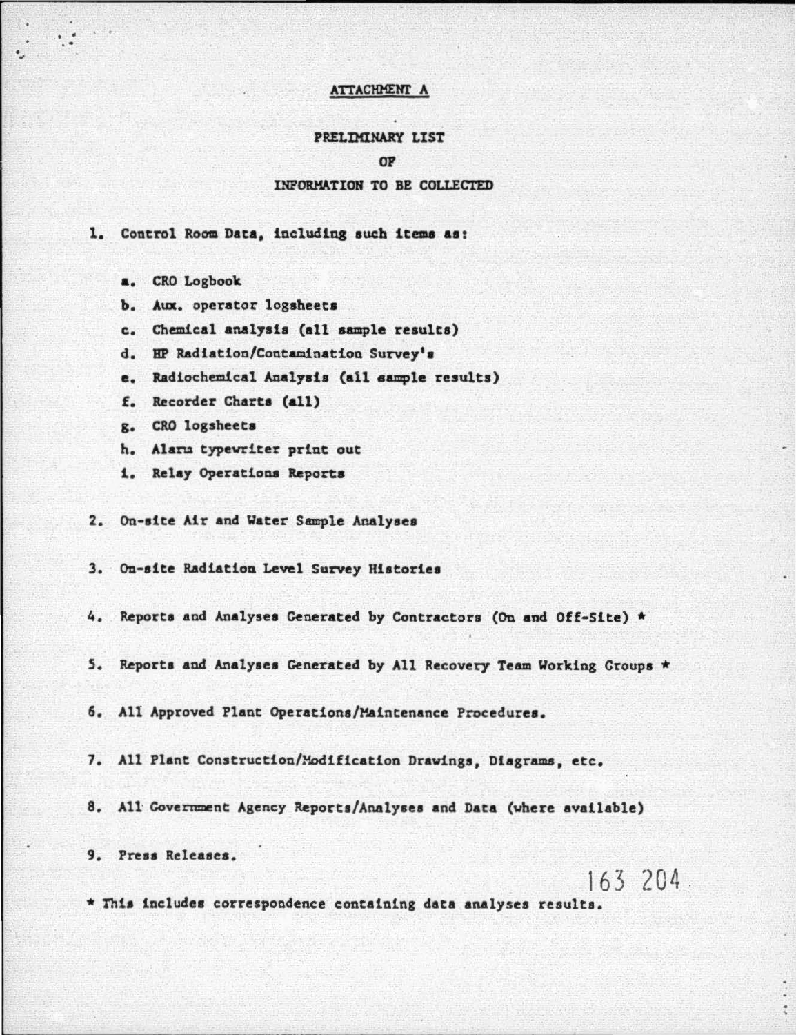# ATTACHMENT A

## PRELIMINARY LIST

## OF

## INFORMATION TO BE COLLECTED

1. Control Room Data, including such items as:

   a. CRO Logbook
   b. Aux. operator logsheets
   c. Chemical analysis (all sample results)
   d. HP Radiation/Contamination Survey's
   e. Radiochemical Analysis (all sample results)
   f. Recorder Charts (all)
   g. CRO logsheets
   h. Alarm typewriter print out
   i. Relay Operations Reports

2. On-site Air and Water Sample Analyses

3. On-site Radiation Level Survey Histories

4. Reports and Analyses Generated by Contractors (On and Off-Site) *

5. Reports and Analyses Generated by All Recovery Team Working Groups *

6. All Approved Plant Operations/Maintenance Procedures.

7. All Plant Construction/Modification Drawings, Diagrams, etc.

8. All Government Agency Reports/Analyses and Data (where available)

9. Press Releases.

163 204

* This includes correspondence containing data analyses results.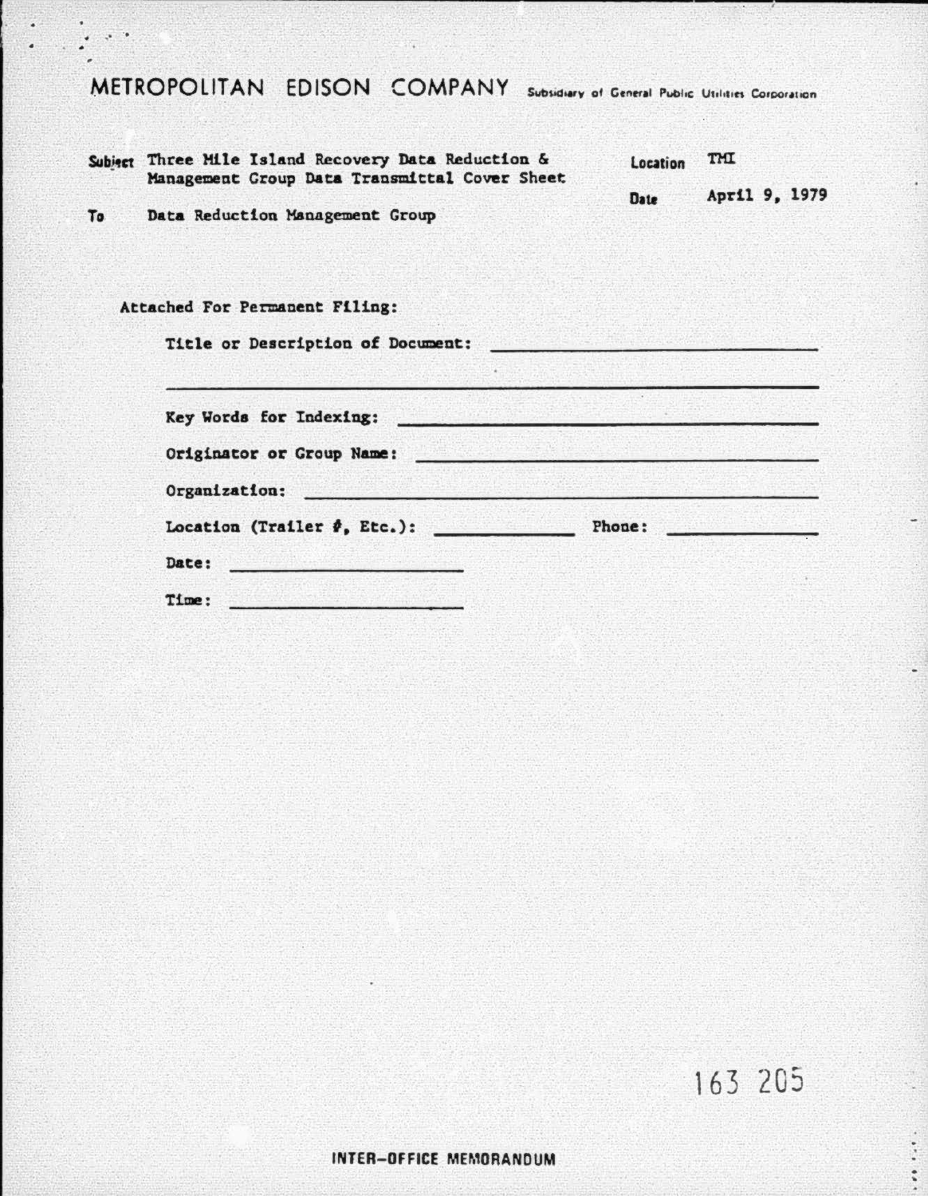# METROPOLITAN EDISON COMPANY

Subsidiary of General Public Utilities Corporation

**Subject** Three Mile Island Recovery Data Reduction & Management Group Data Transmittal Cover Sheet

**Location** TMI

**Date** April 9, 1979

**To** Data Reduction Management Group

Attached For Permanent Filing:

Title or Description of Document: ______________________________

______________________________________________________________

Key Words for Indexing: ______________________________

Originator or Group Name: ______________________________

Organization: ______________________________

Location (Trailer #, Etc.): ______________ Phone: ______________

Date: ______________________

Time: ______________________

163 205

INTER-OFFICE MEMORANDUM